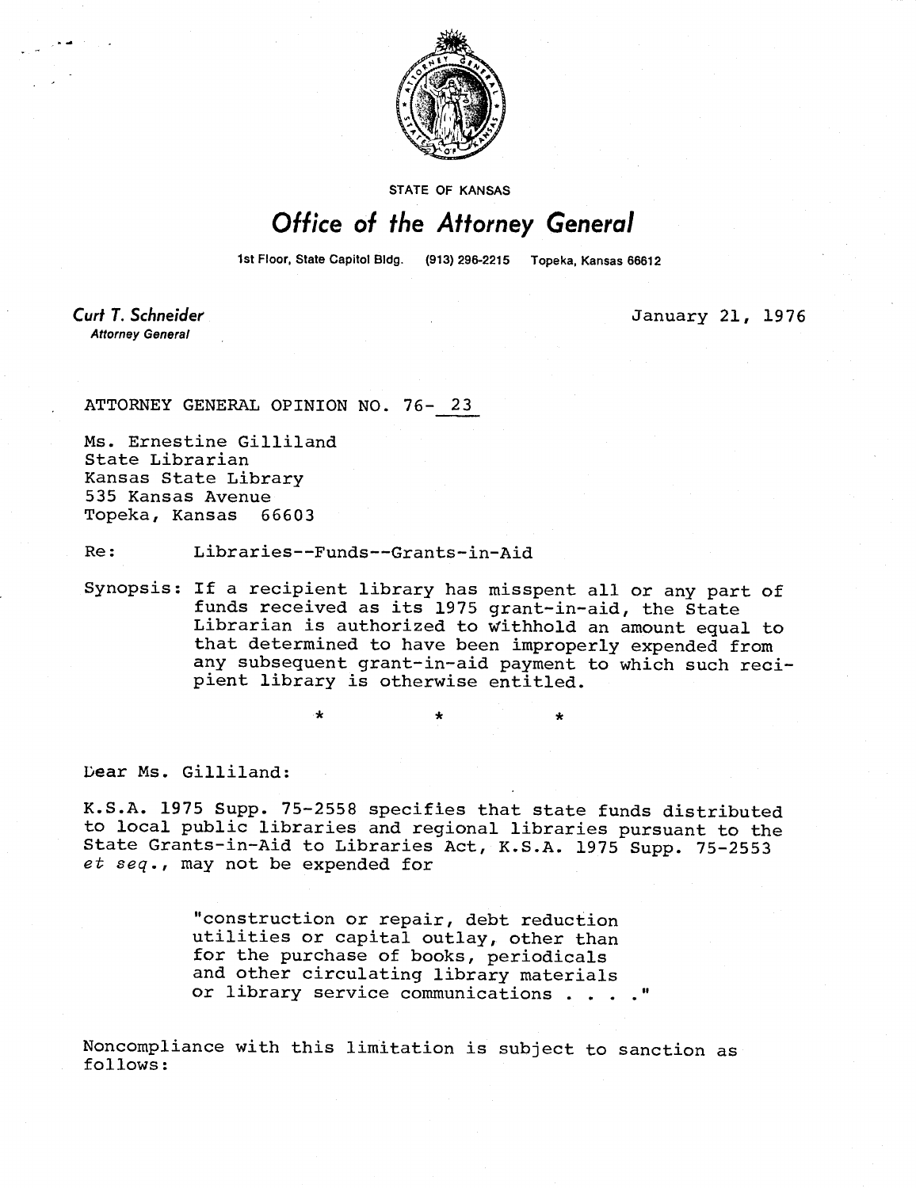STATE OF KANSAS

# Office of the Attorney General

1st Floor, State Capitol Bldg. (913) 296-2215 Topeka, Kansas 66612

**Curt T. Schneider**
*Attorney General*

January 21, 1976

ATTORNEY GENERAL OPINION NO. 76- 23

Ms. Ernestine Gilliland
State Librarian
Kansas State Library
535 Kansas Avenue
Topeka, Kansas 66603

Re: Libraries--Funds--Grants-in-Aid

Synopsis: If a recipient library has misspent all or any part of funds received as its 1975 grant-in-aid, the State Librarian is authorized to withhold an amount equal to that determined to have been improperly expended from any subsequent grant-in-aid payment to which such recipient library is otherwise entitled.

\* \* \*

Dear Ms. Gilliland:

K.S.A. 1975 Supp. 75-2558 specifies that state funds distributed to local public libraries and regional libraries pursuant to the State Grants-in-Aid to Libraries Act, K.S.A. 1975 Supp. 75-2553 *et seq.*, may not be expended for

> "construction or repair, debt reduction utilities or capital outlay, other than for the purchase of books, periodicals and other circulating library materials or library service communications . . . ."

Noncompliance with this limitation is subject to sanction as follows: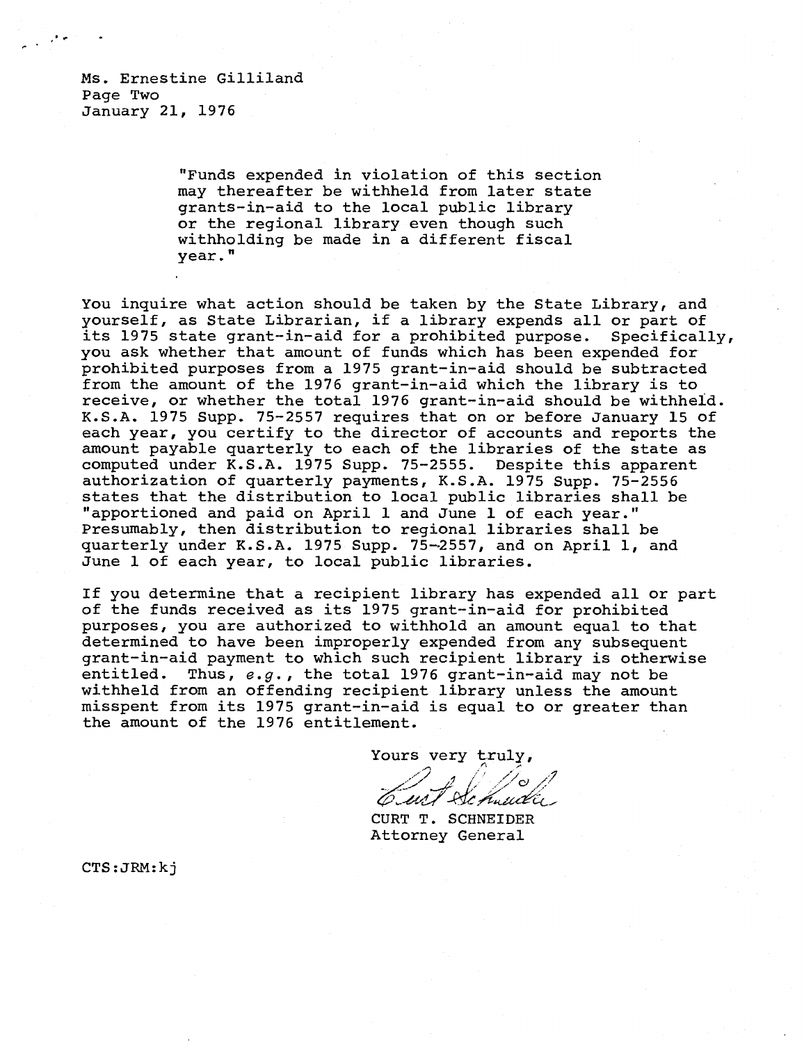Ms. Ernestine Gilliland
Page Two
January 21, 1976

> "Funds expended in violation of this section may thereafter be withheld from later state grants-in-aid to the local public library or the regional library even though such withholding be made in a different fiscal year."

You inquire what action should be taken by the State Library, and yourself, as State Librarian, if a library expends all or part of its 1975 state grant-in-aid for a prohibited purpose. Specifically, you ask whether that amount of funds which has been expended for prohibited purposes from a 1975 grant-in-aid should be subtracted from the amount of the 1976 grant-in-aid which the library is to receive, or whether the total 1976 grant-in-aid should be withheld. K.S.A. 1975 Supp. 75-2557 requires that on or before January 15 of each year, you certify to the director of accounts and reports the amount payable quarterly to each of the libraries of the state as computed under K.S.A. 1975 Supp. 75-2555. Despite this apparent authorization of quarterly payments, K.S.A. 1975 Supp. 75-2556 states that the distribution to local public libraries shall be "apportioned and paid on April 1 and June 1 of each year." Presumably, then distribution to regional libraries shall be quarterly under K.S.A. 1975 Supp. 75-2557, and on April 1, and June 1 of each year, to local public libraries.

If you determine that a recipient library has expended all or part of the funds received as its 1975 grant-in-aid for prohibited purposes, you are authorized to withhold an amount equal to that determined to have been improperly expended from any subsequent grant-in-aid payment to which such recipient library is otherwise entitled. Thus, *e.g.*, the total 1976 grant-in-aid may not be withheld from an offending recipient library unless the amount misspent from its 1975 grant-in-aid is equal to or greater than the amount of the 1976 entitlement.

Yours very truly,

CURT T. SCHNEIDER
Attorney General

CTS:JRM:kj